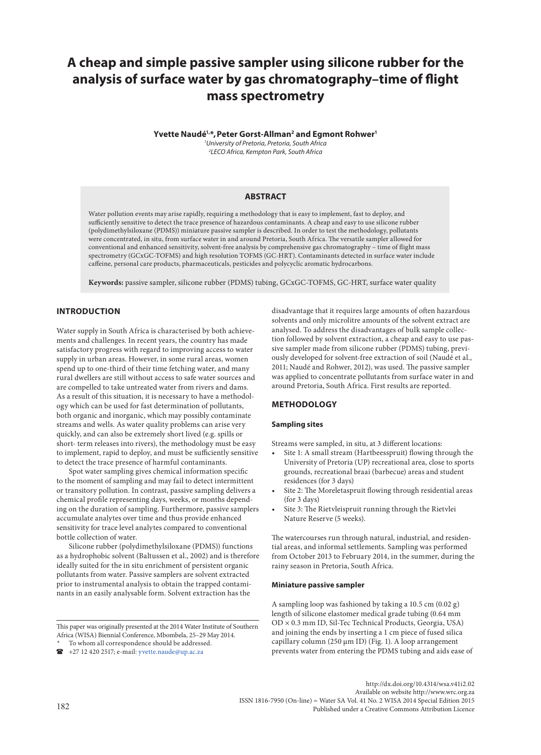# A cheap and simple passive sampler using silicone rubber for the analysis of surface water by gas chromatography–time of flight mass spectrometry

**Yvette Naudé[1,*], Peter Gorst-Allman[2] and Egmont Rohwer[1]**

[1]*University of Pretoria, Pretoria, South Africa*
[2]*LECO Africa, Kempton Park, South Africa*

## ABSTRACT

Water pollution events may arise rapidly, requiring a methodology that is easy to implement, fast to deploy, and sufficiently sensitive to detect the trace presence of hazardous contaminants. A cheap and easy to use silicone rubber (polydimethylsiloxane (PDMS)) miniature passive sampler is described. In order to test the methodology, pollutants were concentrated, in situ, from surface water in and around Pretoria, South Africa. The versatile sampler allowed for conventional and enhanced sensitivity, solvent-free analysis by comprehensive gas chromatography – time of flight mass spectrometry (GCxGC-TOFMS) and high resolution TOFMS (GC-HRT). Contaminants detected in surface water include caffeine, personal care products, pharmaceuticals, pesticides and polycyclic aromatic hydrocarbons.

**Keywords:** passive sampler, silicone rubber (PDMS) tubing, GCxGC-TOFMS, GC-HRT, surface water quality

## INTRODUCTION

Water supply in South Africa is characterised by both achievements and challenges. In recent years, the country has made satisfactory progress with regard to improving access to water supply in urban areas. However, in some rural areas, women spend up to one-third of their time fetching water, and many rural dwellers are still without access to safe water sources and are compelled to take untreated water from rivers and dams. As a result of this situation, it is necessary to have a methodology which can be used for fast determination of pollutants, both organic and inorganic, which may possibly contaminate streams and wells. As water quality problems can arise very quickly, and can also be extremely short lived (e.g. spills or short- term releases into rivers), the methodology must be easy to implement, rapid to deploy, and must be sufficiently sensitive to detect the trace presence of harmful contaminants.

Spot water sampling gives chemical information specific to the moment of sampling and may fail to detect intermittent or transitory pollution. In contrast, passive sampling delivers a chemical profile representing days, weeks, or months depending on the duration of sampling. Furthermore, passive samplers accumulate analytes over time and thus provide enhanced sensitivity for trace level analytes compared to conventional bottle collection of water.

Silicone rubber (polydimethylsiloxane (PDMS)) functions as a hydrophobic solvent (Baltussen et al., 2002) and is therefore ideally suited for the in situ enrichment of persistent organic pollutants from water. Passive samplers are solvent extracted prior to instrumental analysis to obtain the trapped contaminants in an easily analysable form. Solvent extraction has the disadvantage that it requires large amounts of often hazardous solvents and only microlitre amounts of the solvent extract are analysed. To address the disadvantages of bulk sample collection followed by solvent extraction, a cheap and easy to use passive sampler made from silicone rubber (PDMS) tubing, previously developed for solvent-free extraction of soil (Naudé et al., 2011; Naudé and Rohwer, 2012), was used. The passive sampler was applied to concentrate pollutants from surface water in and around Pretoria, South Africa. First results are reported.

## METHODOLOGY

### Sampling sites

Streams were sampled, in situ, at 3 different locations:

- Site 1: A small stream (Hartbeesspruit) flowing through the University of Pretoria (UP) recreational area, close to sports grounds, recreational braai (barbecue) areas and student residences (for 3 days)
- Site 2: The Moreletaspruit flowing through residential areas (for 3 days)
- Site 3: The Rietvleispruit running through the Rietvlei Nature Reserve (5 weeks).

The watercourses run through natural, industrial, and residential areas, and informal settlements. Sampling was performed from October 2013 to February 2014, in the summer, during the rainy season in Pretoria, South Africa.

### Miniature passive sampler

A sampling loop was fashioned by taking a 10.5 cm (0.02 g) length of silicone elastomer medical grade tubing (0.64 mm OD × 0.3 mm ID, Sil-Tec Technical Products, Georgia, USA) and joining the ends by inserting a 1 cm piece of fused silica capillary column (250 µm ID) (Fig. 1). A loop arrangement prevents water from entering the PDMS tubing and aids ease of

---

This paper was originally presented at the 2014 Water Institute of Southern Africa (WISA) Biennial Conference, Mbombela, 25–29 May 2014.

\* To whom all correspondence should be addressed.

☎ +27 12 420 2517; e-mail: yvette.naude@up.ac.za

http://dx.doi.org/10.4314/wsa.v41i2.02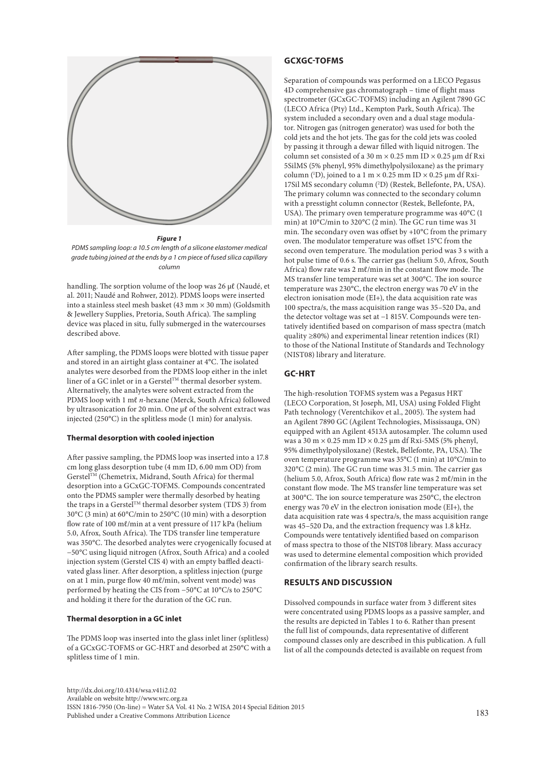**Figure 1**

*PDMS sampling loop: a 10.5 cm length of a silicone elastomer medical grade tubing joined at the ends by a 1 cm piece of fused silica capillary column*

handling. The sorption volume of the loop was 26 µℓ (Naudé, et al. 2011; Naudé and Rohwer, 2012). PDMS loops were inserted into a stainless steel mesh basket (43 mm × 30 mm) (Goldsmith & Jewellery Supplies, Pretoria, South Africa). The sampling device was placed in situ, fully submerged in the watercourses described above.

After sampling, the PDMS loops were blotted with tissue paper and stored in an airtight glass container at 4°C. The isolated analytes were desorbed from the PDMS loop either in the inlet liner of a GC inlet or in a Gerstel™ thermal desorber system. Alternatively, the analytes were solvent extracted from the PDMS loop with 1 mℓ *n*-hexane (Merck, South Africa) followed by ultrasonication for 20 min. One µℓ of the solvent extract was injected (250°C) in the splitless mode (1 min) for analysis.

#### Thermal desorption with cooled injection

After passive sampling, the PDMS loop was inserted into a 17.8 cm long glass desorption tube (4 mm ID, 6.00 mm OD) from Gerstel™ (Chemetrix, Midrand, South Africa) for thermal desorption into a GCxGC-TOFMS. Compounds concentrated onto the PDMS sampler were thermally desorbed by heating the traps in a Gerstel™ thermal desorber system (TDS 3) from 30°C (3 min) at 60°C/min to 250°C (10 min) with a desorption flow rate of 100 mℓ/min at a vent pressure of 117 kPa (helium 5.0, Afrox, South Africa). The TDS transfer line temperature was 350°C. The desorbed analytes were cryogenically focused at −50°C using liquid nitrogen (Afrox, South Africa) and a cooled injection system (Gerstel CIS 4) with an empty baffled deactivated glass liner. After desorption, a splitless injection (purge on at 1 min, purge flow 40 mℓ/min, solvent vent mode) was performed by heating the CIS from −50°C at 10°C/s to 250°C and holding it there for the duration of the GC run.

#### Thermal desorption in a GC inlet

The PDMS loop was inserted into the glass inlet liner (splitless) of a GCxGC-TOFMS or GC-HRT and desorbed at 250°C with a splitless time of 1 min.

### GCXGC-TOFMS

Separation of compounds was performed on a LECO Pegasus 4D comprehensive gas chromatograph – time of flight mass spectrometer (GCxGC-TOFMS) including an Agilent 7890 GC (LECO Africa (Pty) Ltd., Kempton Park, South Africa). The system included a secondary oven and a dual stage modulator. Nitrogen gas (nitrogen generator) was used for both the cold jets and the hot jets. The gas for the cold jets was cooled by passing it through a dewar filled with liquid nitrogen. The column set consisted of a 30 m × 0.25 mm ID × 0.25 µm df Rxi 5SilMS (5% phenyl, 95% dimethylpolysiloxane) as the primary column ($^1$D), joined to a 1 m × 0.25 mm ID × 0.25 µm df Rxi-17Sil MS secondary column ($^2$D) (Restek, Bellefonte, PA, USA). The primary column was connected to the secondary column with a presstight column connector (Restek, Bellefonte, PA, USA). The primary oven temperature programme was 40°C (1 min) at 10°C/min to 320°C (2 min). The GC run time was 31 min. The secondary oven was offset by +10°C from the primary oven. The modulator temperature was offset 15°C from the second oven temperature. The modulation period was 3 s with a hot pulse time of 0.6 s. The carrier gas (helium 5.0, Afrox, South Africa) flow rate was 2 mℓ/min in the constant flow mode. The MS transfer line temperature was set at 300°C. The ion source temperature was 230°C, the electron energy was 70 eV in the electron ionisation mode (EI+), the data acquisition rate was 100 spectra/s, the mass acquisition range was 35–520 Da, and the detector voltage was set at −1 815V. Compounds were tentatively identified based on comparison of mass spectra (match quality ≥80%) and experimental linear retention indices (RI) to those of the National Institute of Standards and Technology (NIST08) library and literature.

### GC-HRT

The high-resolution TOFMS system was a Pegasus HRT (LECO Corporation, St Joseph, MI, USA) using Folded Flight Path technology (Verentchikov et al., 2005). The system had an Agilent 7890 GC (Agilent Technologies, Mississauga, ON) equipped with an Agilent 4513A autosampler. The column used was a 30 m × 0.25 mm ID × 0.25 µm df Rxi-5MS (5% phenyl, 95% dimethylpolysiloxane) (Restek, Bellefonte, PA, USA). The oven temperature programme was 35°C (1 min) at 10°C/min to 320°C (2 min). The GC run time was 31.5 min. The carrier gas (helium 5.0, Afrox, South Africa) flow rate was 2 mℓ/min in the constant flow mode. The MS transfer line temperature was set at 300°C. The ion source temperature was 250°C, the electron energy was 70 eV in the electron ionisation mode (EI+), the data acquisition rate was 4 spectra/s, the mass acquisition range was 45–520 Da, and the extraction frequency was 1.8 kHz. Compounds were tentatively identified based on comparison of mass spectra to those of the NIST08 library. Mass accuracy was used to determine elemental composition which provided confirmation of the library search results.

## RESULTS AND DISCUSSION

Dissolved compounds in surface water from 3 different sites were concentrated using PDMS loops as a passive sampler, and the results are depicted in Tables 1 to 6. Rather than present the full list of compounds, data representative of different compound classes only are described in this publication. A full list of all the compounds detected is available on request from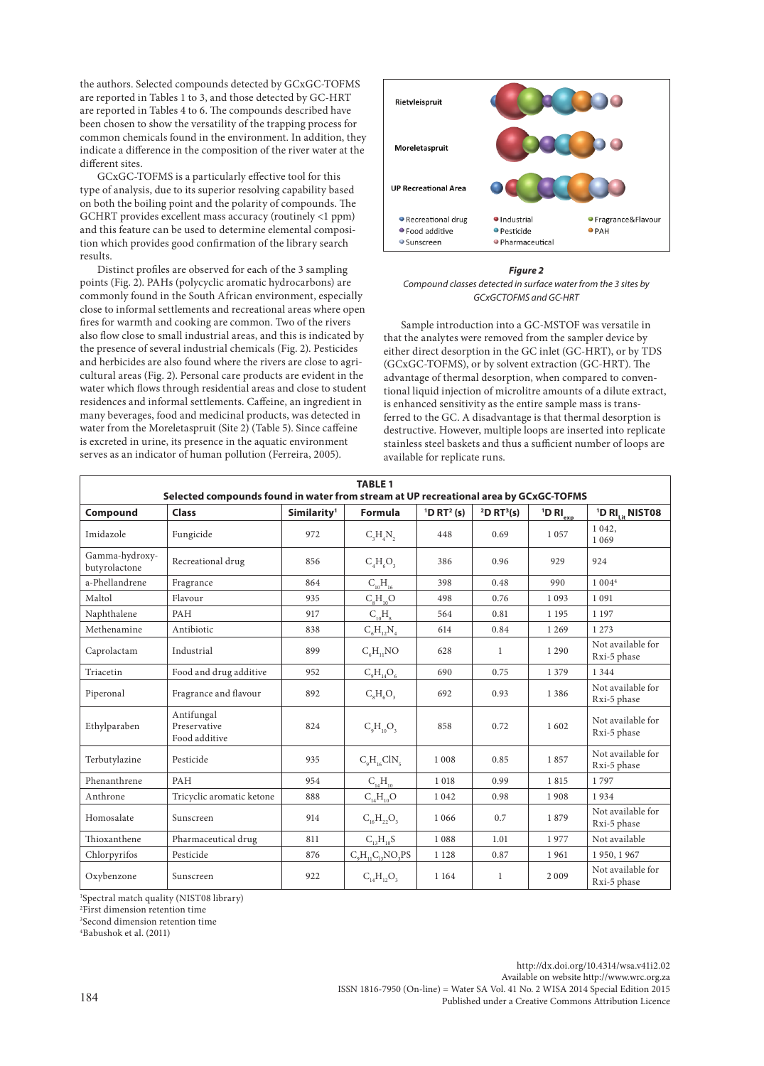the authors. Selected compounds detected by GCxGC-TOFMS are reported in Tables 1 to 3, and those detected by GC-HRT are reported in Tables 4 to 6. The compounds described have been chosen to show the versatility of the trapping process for common chemicals found in the environment. In addition, they indicate a difference in the composition of the river water at the different sites.

GCxGC-TOFMS is a particularly effective tool for this type of analysis, due to its superior resolving capability based on both the boiling point and the polarity of compounds. The GCHRT provides excellent mass accuracy (routinely <1 ppm) and this feature can be used to determine elemental composition which provides good confirmation of the library search results.

Distinct profiles are observed for each of the 3 sampling points (Fig. 2). PAHs (polycyclic aromatic hydrocarbons) are commonly found in the South African environment, especially close to informal settlements and recreational areas where open fires for warmth and cooking are common. Two of the rivers also flow close to small industrial areas, and this is indicated by the presence of several industrial chemicals (Fig. 2). Pesticides and herbicides are also found where the rivers are close to agricultural areas (Fig. 2). Personal care products are evident in the water which flows through residential areas and close to student residences and informal settlements. Caffeine, an ingredient in many beverages, food and medicinal products, was detected in water from the Moreletaspruit (Site 2) (Table 5). Since caffeine is excreted in urine, its presence in the aquatic environment serves as an indicator of human pollution (Ferreira, 2005).

***Figure 2***

*Compound classes detected in surface water from the 3 sites by GCxGCTOFMS and GC-HRT*

Sample introduction into a GC-MSTOF was versatile in that the analytes were removed from the sampler device by either direct desorption in the GC inlet (GC-HRT), or by TDS (GCxGC-TOFMS), or by solvent extraction (GC-HRT). The advantage of thermal desorption, when compared to conventional liquid injection of microlitre amounts of a dilute extract, is enhanced sensitivity as the entire sample mass is transferred to the GC. A disadvantage is that thermal desorption is destructive. However, multiple loops are inserted into replicate stainless steel baskets and thus a sufficient number of loops are available for replicate runs.

**TABLE 1**
**Selected compounds found in water from stream at UP recreational area by GCxGC-TOFMS**

| Compound | Class | Similarity[1] | Formula | [1]D RT[2] (s) | [2]D RT[3](s) | [1]D $RI_{exp}$ | [1]D $RI_{Lit}$ NIST08 |
|---|---|---|---|---|---|---|---|
| Imidazole | Fungicide | 972 | $C_3H_4N_2$ | 448 | 0.69 | 1 057 | 1 042, 1 069 |
| Gamma-hydroxy-butyrolactone | Recreational drug | 856 | $C_4H_6O_3$ | 386 | 0.96 | 929 | 924 |
| a-Phellandrene | Fragrance | 864 | $C_{10}H_{16}$ | 398 | 0.48 | 990 | 1 004[4] |
| Maltol | Flavour | 935 | $C_6H_{10}O$ | 498 | 0.76 | 1 093 | 1 091 |
| Naphthalene | PAH | 917 | $C_{10}H_8$ | 564 | 0.81 | 1 195 | 1 197 |
| Methenamine | Antibiotic | 838 | $C_6H_{12}N_4$ | 614 | 0.84 | 1 269 | 1 273 |
| Caprolactam | Industrial | 899 | $C_6H_{11}NO$ | 628 | 1 | 1 290 | Not available for Rxi-5 phase |
| Triacetin | Food and drug additive | 952 | $C_9H_{14}O_6$ | 690 | 0.75 | 1 379 | 1 344 |
| Piperonal | Fragrance and flavour | 892 | $C_8H_6O_3$ | 692 | 0.93 | 1 386 | Not available for Rxi-5 phase |
| Ethylparaben | Antifungal Preservative Food additive | 824 | $C_9H_{10}O_3$ | 858 | 0.72 | 1 602 | Not available for Rxi-5 phase |
| Terbutylazine | Pesticide | 935 | $C_9H_{16}ClN_5$ | 1 008 | 0.85 | 1 857 | Not available for Rxi-5 phase |
| Phenanthrene | PAH | 954 | $C_{14}H_{10}$ | 1 018 | 0.99 | 1 815 | 1 797 |
| Anthrone | Tricyclic aromatic ketone | 888 | $C_{14}H_{10}O$ | 1 042 | 0.98 | 1 908 | 1 934 |
| Homosalate | Sunscreen | 914 | $C_{16}H_{22}O_3$ | 1 066 | 0.7 | 1 879 | Not available for Rxi-5 phase |
| Thioxanthene | Pharmaceutical drug | 811 | $C_{13}H_{10}S$ | 1 088 | 1.01 | 1 977 | Not available |
| Chlorpyrifos | Pesticide | 876 | $C_9H_{11}C_{13}NO_3PS$ | 1 128 | 0.87 | 1 961 | 1 950, 1 967 |
| Oxybenzone | Sunscreen | 922 | $C_{14}H_{12}O_3$ | 1 164 | 1 | 2 009 | Not available for Rxi-5 phase |

[1]Spectral match quality (NIST08 library)
[2]First dimension retention time
[3]Second dimension retention time
[4]Babushok et al. (2011)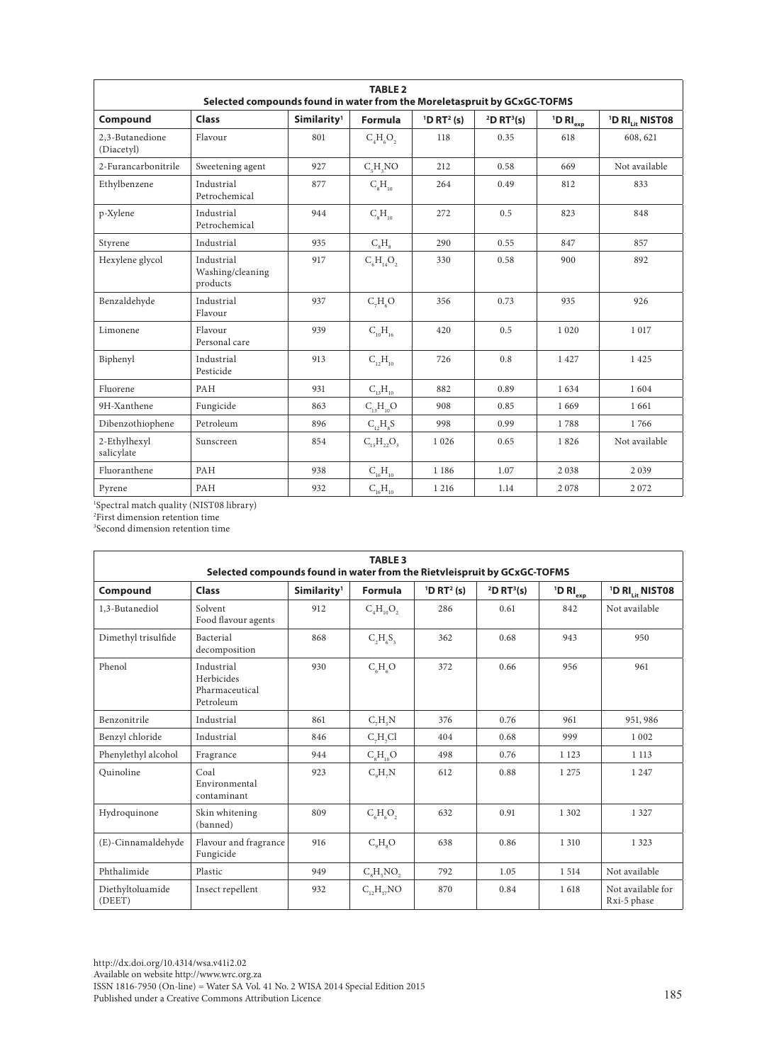**TABLE 2**
**Selected compounds found in water from the Moreletaspruit by GCxGC-TOFMS**

| Compound | Class | Similarity[1] | Formula | $^{1}$D RT[2] (s) | $^{2}$D RT[3](s) | $^{1}$D RI$_{exp}$ | $^{1}$D RI$_{Lit}$ NIST08 |
|---|---|---|---|---|---|---|---|
| 2,3-Butanedione (Diacetyl) | Flavour | 801 | $C_4H_6O_2$ | 118 | 0.35 | 618 | 608, 621 |
| 2-Furancarbonitrile | Sweetening agent | 927 | $C_5H_3NO$ | 212 | 0.58 | 669 | Not available |
| Ethylbenzene | Industrial Petrochemical | 877 | $C_8H_{10}$ | 264 | 0.49 | 812 | 833 |
| p-Xylene | Industrial Petrochemical | 944 | $C_8H_{10}$ | 272 | 0.5 | 823 | 848 |
| Styrene | Industrial | 935 | $C_8H_8$ | 290 | 0.55 | 847 | 857 |
| Hexylene glycol | Industrial Washing/cleaning products | 917 | $C_6H_{14}O_2$ | 330 | 0.58 | 900 | 892 |
| Benzaldehyde | Industrial Flavour | 937 | $C_7H_6O$ | 356 | 0.73 | 935 | 926 |
| Limonene | Flavour Personal care | 939 | $C_{10}H_{16}$ | 420 | 0.5 | 1 020 | 1 017 |
| Biphenyl | Industrial Pesticide | 913 | $C_{12}H_{10}$ | 726 | 0.8 | 1 427 | 1 425 |
| Fluorene | PAH | 931 | $C_{13}H_{10}$ | 882 | 0.89 | 1 634 | 1 604 |
| 9H-Xanthene | Fungicide | 863 | $C_{13}H_{10}O$ | 908 | 0.85 | 1 669 | 1 661 |
| Dibenzothiophene | Petroleum | 896 | $C_{12}H_8S$ | 998 | 0.99 | 1 788 | 1 766 |
| 2-Ethylhexyl salicylate | Sunscreen | 854 | $C_{15}H_{22}O_3$ | 1 026 | 0.65 | 1 826 | Not available |
| Fluoranthene | PAH | 938 | $C_{16}H_{10}$ | 1 186 | 1.07 | 2 038 | 2 039 |
| Pyrene | PAH | 932 | $C_{16}H_{10}$ | 1 216 | 1.14 | 2 078 | 2 072 |

[1]Spectral match quality (NIST08 library)
[2]First dimension retention time
[3]Second dimension retention time

**TABLE 3**
**Selected compounds found in water from the Rietvleispruit by GCxGC-TOFMS**

| Compound | Class | Similarity[1] | Formula | $^{1}$D RT[2] (s) | $^{2}$D RT[3](s) | $^{1}$D RI$_{exp}$ | $^{1}$D RI$_{Lit}$ NIST08 |
|---|---|---|---|---|---|---|---|
| 1,3-Butanediol | Solvent Food flavour agents | 912 | $C_4H_{10}O_2$ | 286 | 0.61 | 842 | Not available |
| Dimethyl trisulfide | Bacterial decomposition | 868 | $C_2H_6S_3$ | 362 | 0.68 | 943 | 950 |
| Phenol | Industrial Herbicides Pharmaceutical Petroleum | 930 | $C_6H_6O$ | 372 | 0.66 | 956 | 961 |
| Benzonitrile | Industrial | 861 | $C_7H_5N$ | 376 | 0.76 | 961 | 951, 986 |
| Benzyl chloride | Industrial | 846 | $C_7H_7Cl$ | 404 | 0.68 | 999 | 1 002 |
| Phenylethyl alcohol | Fragrance | 944 | $C_8H_{10}O$ | 498 | 0.76 | 1 123 | 1 113 |
| Quinoline | Coal Environmental contaminant | 923 | $C_9H_7N$ | 612 | 0.88 | 1 275 | 1 247 |
| Hydroquinone | Skin whitening (banned) | 809 | $C_6H_6O_2$ | 632 | 0.91 | 1 302 | 1 327 |
| (E)-Cinnamaldehyde | Flavour and fragrance Fungicide | 916 | $C_9H_8O$ | 638 | 0.86 | 1 310 | 1 323 |
| Phthalimide | Plastic | 949 | $C_8H_5NO_2$ | 792 | 1.05 | 1 514 | Not available |
| Diethyltoluamide (DEET) | Insect repellent | 932 | $C_{12}H_{17}NO$ | 870 | 0.84 | 1 618 | Not available for Rxi-5 phase |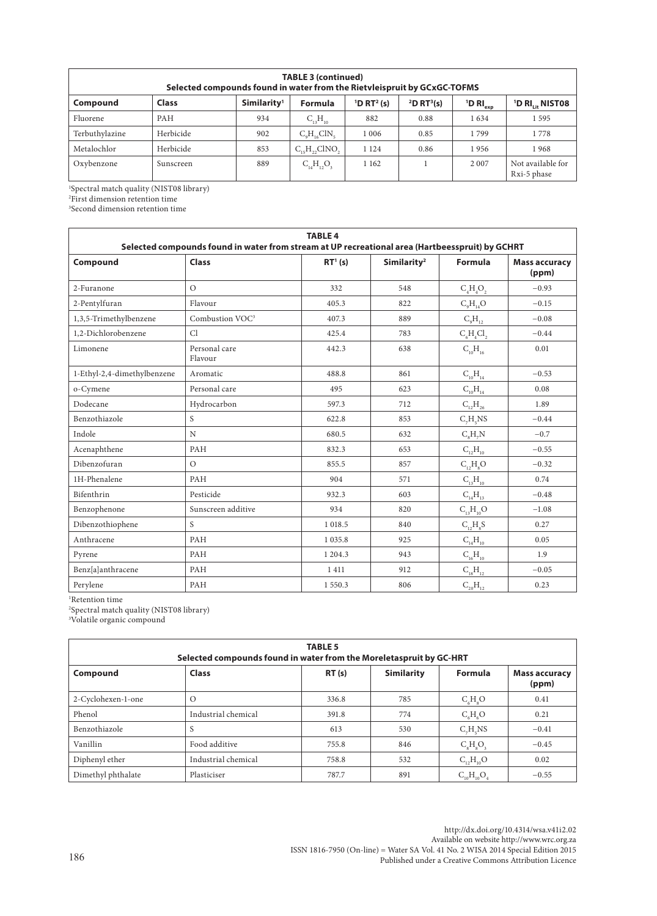**TABLE 3 (continued)**
**Selected compounds found in water from the Rietvleispruit by GCxGC-TOFMS**

| Compound | Class | Similarity[1] | Formula | $^{1}$D RT[2] (s) | $^{2}$D RT[3](s) | $^{1}$D $RI_{exp}$ | $^{1}$D $RI_{Lit}$ NIST08 |
|---|---|---|---|---|---|---|---|
| Fluorene | PAH | 934 | $C_{13}H_{10}$ | 882 | 0.88 | 1 634 | 1 595 |
| Terbuthylazine | Herbicide | 902 | $C_9H_{16}ClN_5$ | 1 006 | 0.85 | 1 799 | 1 778 |
| Metalochlor | Herbicide | 853 | $C_{15}H_{22}ClNO_2$ | 1 124 | 0.86 | 1 956 | 1 968 |
| Oxybenzone | Sunscreen | 889 | $C_{14}H_{12}O_3$ | 1 162 | 1 | 2 007 | Not available for Rxi-5 phase |

[1]Spectral match quality (NIST08 library)
[2]First dimension retention time
[3]Second dimension retention time

**TABLE 4**
**Selected compounds found in water from stream at UP recreational area (Hartbeesspruit) by GCHRT**

| Compound | Class | RT[1] (s) | Similarity[2] | Formula | Mass accuracy (ppm) |
|---|---|---|---|---|---|
| 2-Furanone | O | 332 | 548 | $C_4H_4O_2$ | −0.93 |
| 2-Pentylfuran | Flavour | 405.3 | 822 | $C_9H_{14}O$ | −0.15 |
| 1,3,5-Trimethylbenzene | Combustion VOC[3] | 407.3 | 889 | $C_9H_{12}$ | −0.08 |
| 1,2-Dichlorobenzene | Cl | 425.4 | 783 | $C_6H_4Cl_2$ | −0.44 |
| Limonene | Personal care Flavour | 442.3 | 638 | $C_{10}H_{16}$ | 0.01 |
| 1-Ethyl-2,4-dimethylbenzene | Aromatic | 488.8 | 861 | $C_{10}H_{14}$ | −0.53 |
| o-Cymene | Personal care | 495 | 623 | $C_{10}H_{14}$ | 0.08 |
| Dodecane | Hydrocarbon | 597.3 | 712 | $C_{12}H_{26}$ | 1.89 |
| Benzothiazole | S | 622.8 | 853 | $C_7H_5NS$ | −0.44 |
| Indole | N | 680.5 | 632 | $C_8H_7N$ | −0.7 |
| Acenaphthene | PAH | 832.3 | 653 | $C_{12}H_{10}$ | −0.55 |
| Dibenzofuran | O | 855.5 | 857 | $C_{12}H_8O$ | −0.32 |
| 1H-Phenalene | PAH | 904 | 571 | $C_{13}H_{10}$ | 0.74 |
| Bifenthrin | Pesticide | 932.3 | 603 | $C_{14}H_{13}$ | −0.48 |
| Benzophenone | Sunscreen additive | 934 | 820 | $C_{13}H_{10}O$ | −1.08 |
| Dibenzothiophene | S | 1 018.5 | 840 | $C_{12}H_8S$ | 0.27 |
| Anthracene | PAH | 1 035.8 | 925 | $C_{14}H_{10}$ | 0.05 |
| Pyrene | PAH | 1 204.3 | 943 | $C_{16}H_{10}$ | 1.9 |
| Benz[a]anthracene | PAH | 1 411 | 912 | $C_{18}H_{12}$ | −0.05 |
| Perylene | PAH | 1 550.3 | 806 | $C_{20}H_{12}$ | 0.23 |

[1]Retention time
[2]Spectral match quality (NIST08 library)
[3]Volatile organic compound

**TABLE 5**
**Selected compounds found in water from the Moreletaspruit by GC-HRT**

| Compound | Class | RT (s) | Similarity | Formula | Mass accuracy (ppm) |
|---|---|---|---|---|---|
| 2-Cyclohexen-1-one | O | 336.8 | 785 | $C_6H_8O$ | 0.41 |
| Phenol | Industrial chemical | 391.8 | 774 | $C_6H_6O$ | 0.21 |
| Benzothiazole | S | 613 | 530 | $C_7H_5NS$ | −0.41 |
| Vanillin | Food additive | 755.8 | 846 | $C_8H_8O_3$ | −0.45 |
| Diphenyl ether | Industrial chemical | 758.8 | 532 | $C_{12}H_{10}O$ | 0.02 |
| Dimethyl phthalate | Plasticiser | 787.7 | 891 | $C_{10}H_{10}O_4$ | −0.55 |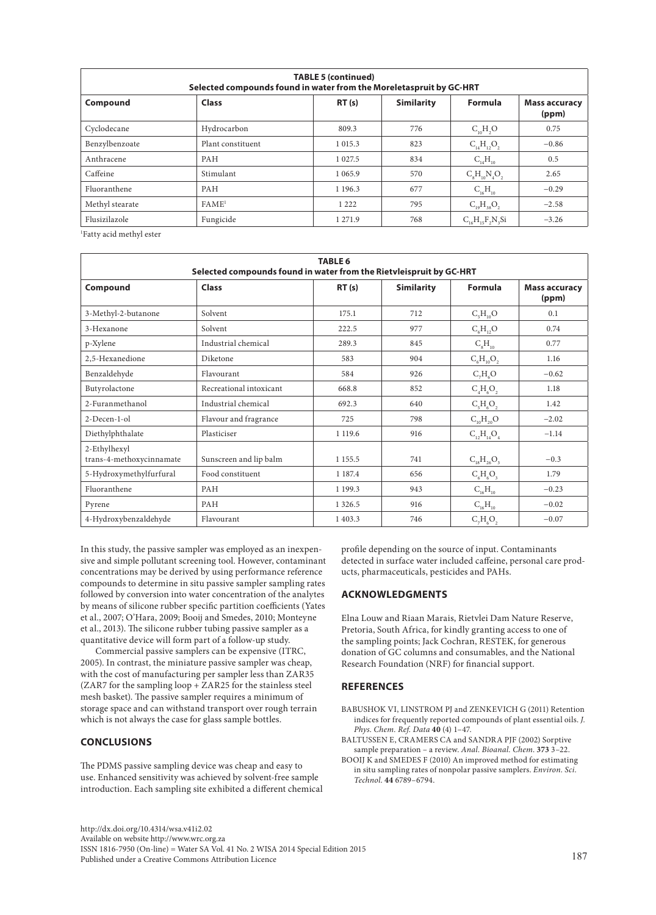**TABLE 5 (continued)**
**Selected compounds found in water from the Moreletaspruit by GC-HRT**

| Compound | Class | RT (s) | Similarity | Formula | Mass accuracy (ppm) |
|---|---|---|---|---|---|
| Cyclodecane | Hydrocarbon | 809.3 | 776 | $C_{10}H_2O$ | 0.75 |
| Benzylbenzoate | Plant constituent | 1 015.3 | 823 | $C_{14}H_{12}O_2$ | −0.86 |
| Anthracene | PAH | 1 027.5 | 834 | $C_{14}H_{10}$ | 0.5 |
| Caffeine | Stimulant | 1 065.9 | 570 | $C_8H_{10}N_4O_2$ | 2.65 |
| Fluoranthene | PAH | 1 196.3 | 677 | $C_{16}H_{10}$ | −0.29 |
| Methyl stearate | FAME[1] | 1 222 | 795 | $C_{19}H_{38}O_2$ | −2.58 |
| Flusizilazole | Fungicide | 1 271.9 | 768 | $C_{16}H_{15}F_2N_3Si$ | −3.26 |

[1]Fatty acid methyl ester

**TABLE 6**
**Selected compounds found in water from the Rietvleispruit by GC-HRT**

| Compound | Class | RT (s) | Similarity | Formula | Mass accuracy (ppm) |
|---|---|---|---|---|---|
| 3-Methyl-2-butanone | Solvent | 175.1 | 712 | $C_5H_{10}O$ | 0.1 |
| 3-Hexanone | Solvent | 222.5 | 977 | $C_6H_{12}O$ | 0.74 |
| p-Xylene | Industrial chemical | 289.3 | 845 | $C_8H_{10}$ | 0.77 |
| 2,5-Hexanedione | Diketone | 583 | 904 | $C_6H_{10}O_2$ | 1.16 |
| Benzaldehyde | Flavourant | 584 | 926 | $C_7H_6O$ | −0.62 |
| Butyrolactone | Recreational intoxicant | 668.8 | 852 | $C_4H_6O_2$ | 1.18 |
| 2-Furanmethanol | Industrial chemical | 692.3 | 640 | $C_5H_6O_2$ | 1.42 |
| 2-Decen-1-ol | Flavour and fragrance | 725 | 798 | $C_{10}H_{20}O$ | −2.02 |
| Diethylphthalate | Plasticiser | 1 119.6 | 916 | $C_{12}H_{14}O_4$ | −1.14 |
| 2-Ethylhexyl trans-4-methoxycinnamate | Sunscreen and lip balm | 1 155.5 | 741 | $C_{18}H_{26}O_3$ | −0.3 |
| 5-Hydroxymethylfurfural | Food constituent | 1 187.4 | 656 | $C_6H_6O_3$ | 1.79 |
| Fluoranthene | PAH | 1 199.3 | 943 | $C_{16}H_{10}$ | −0.23 |
| Pyrene | PAH | 1 326.5 | 916 | $C_{16}H_{10}$ | −0.02 |
| 4-Hydroxybenzaldehyde | Flavourant | 1 403.3 | 746 | $C_7H_6O_2$ | −0.07 |

In this study, the passive sampler was employed as an inexpensive and simple pollutant screening tool. However, contaminant concentrations may be derived by using performance reference compounds to determine in situ passive sampler sampling rates followed by conversion into water concentration of the analytes by means of silicone rubber specific partition coefficients (Yates et al., 2007; O'Hara, 2009; Booij and Smedes, 2010; Monteyne et al., 2013). The silicone rubber tubing passive sampler as a quantitative device will form part of a follow-up study.

Commercial passive samplers can be expensive (ITRC, 2005). In contrast, the miniature passive sampler was cheap, with the cost of manufacturing per sampler less than ZAR35 (ZAR7 for the sampling loop + ZAR25 for the stainless steel mesh basket). The passive sampler requires a minimum of storage space and can withstand transport over rough terrain which is not always the case for glass sample bottles.

## CONCLUSIONS

The PDMS passive sampling device was cheap and easy to use. Enhanced sensitivity was achieved by solvent-free sample introduction. Each sampling site exhibited a different chemical profile depending on the source of input. Contaminants detected in surface water included caffeine, personal care products, pharmaceuticals, pesticides and PAHs.

## ACKNOWLEDGMENTS

Elna Louw and Riaan Marais, Rietvlei Dam Nature Reserve, Pretoria, South Africa, for kindly granting access to one of the sampling points; Jack Cochran, RESTEK, for generous donation of GC columns and consumables, and the National Research Foundation (NRF) for financial support.

## REFERENCES

BABUSHOK VI, LINSTROM PJ and ZENKEVICH G (2011) Retention indices for frequently reported compounds of plant essential oils. *J. Phys. Chem. Ref. Data* **40** (4) 1–47.

BALTUSSEN E, CRAMERS CA and SANDRA PJF (2002) Sorptive sample preparation – a review. *Anal. Bioanal. Chem.* **373** 3–22.

BOOIJ K and SMEDES F (2010) An improved method for estimating in situ sampling rates of nonpolar passive samplers. *Environ. Sci. Technol.* **44** 6789–6794.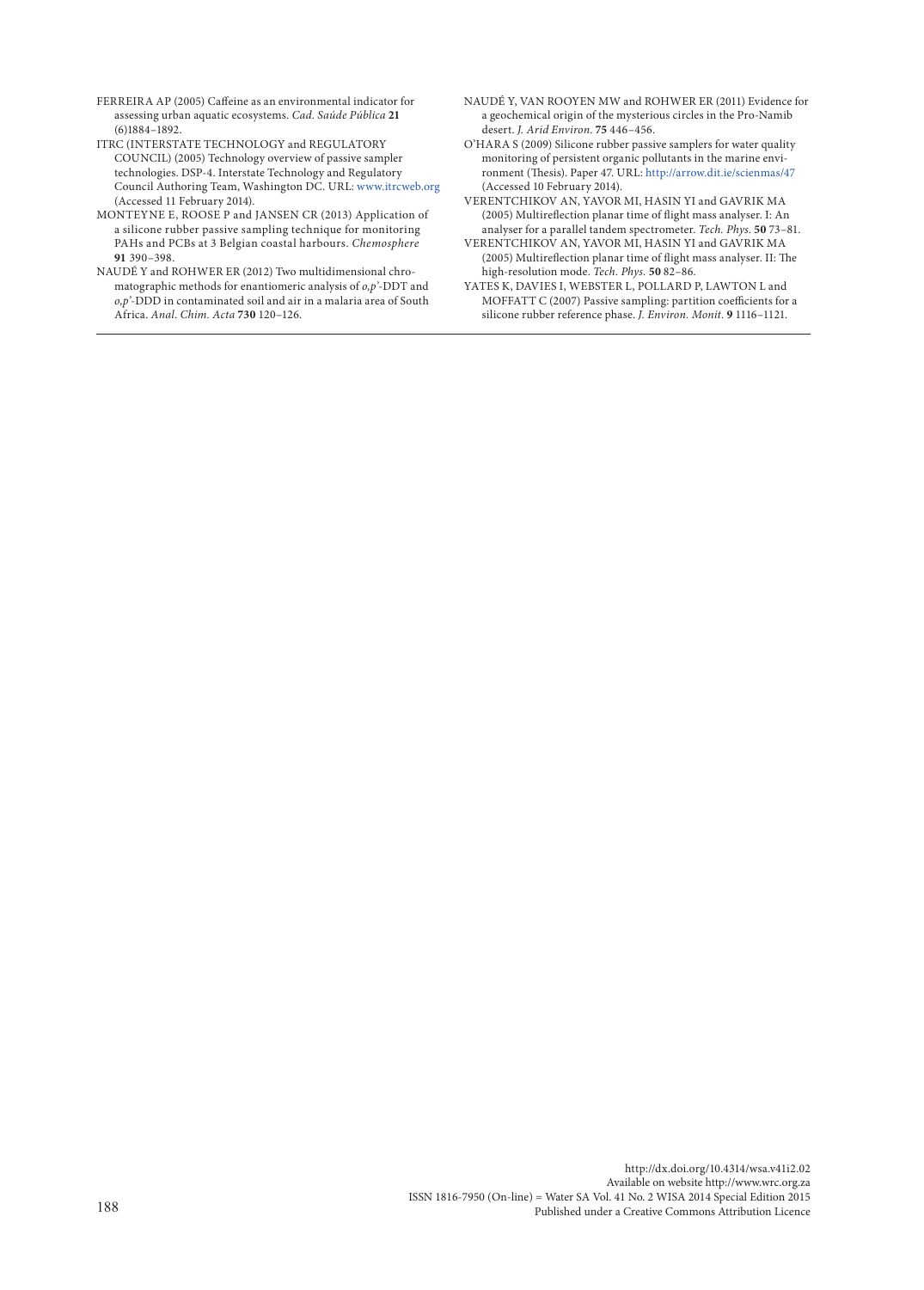FERREIRA AP (2005) Caffeine as an environmental indicator for assessing urban aquatic ecosystems. *Cad. Saúde Pública* **21** (6)1884–1892.

ITRC (INTERSTATE TECHNOLOGY and REGULATORY COUNCIL) (2005) Technology overview of passive sampler technologies. DSP-4. Interstate Technology and Regulatory Council Authoring Team, Washington DC. URL: www.itrcweb.org (Accessed 11 February 2014).

MONTEYNE E, ROOSE P and JANSEN CR (2013) Application of a silicone rubber passive sampling technique for monitoring PAHs and PCBs at 3 Belgian coastal harbours. *Chemosphere* **91** 390–398.

NAUDÉ Y and ROHWER ER (2012) Two multidimensional chromatographic methods for enantiomeric analysis of *o,p'*-DDT and *o,p'*-DDD in contaminated soil and air in a malaria area of South Africa. *Anal. Chim. Acta* **730** 120–126.

NAUDÉ Y, VAN ROOYEN MW and ROHWER ER (2011) Evidence for a geochemical origin of the mysterious circles in the Pro-Namib desert. *J. Arid Environ.* **75** 446–456.

O'HARA S (2009) Silicone rubber passive samplers for water quality monitoring of persistent organic pollutants in the marine environment (Thesis). Paper 47. URL: http://arrow.dit.ie/scienmas/47 (Accessed 10 February 2014).

VERENTCHIKOV AN, YAVOR MI, HASIN YI and GAVRIK MA (2005) Multireflection planar time of flight mass analyser. I: An analyser for a parallel tandem spectrometer. *Tech. Phys.* **50** 73–81.

VERENTCHIKOV AN, YAVOR MI, HASIN YI and GAVRIK MA (2005) Multireflection planar time of flight mass analyser. II: The high-resolution mode. *Tech. Phys.* **50** 82–86.

YATES K, DAVIES I, WEBSTER L, POLLARD P, LAWTON L and MOFFATT C (2007) Passive sampling: partition coefficients for a silicone rubber reference phase. *J. Environ. Monit.* **9** 1116–1121.